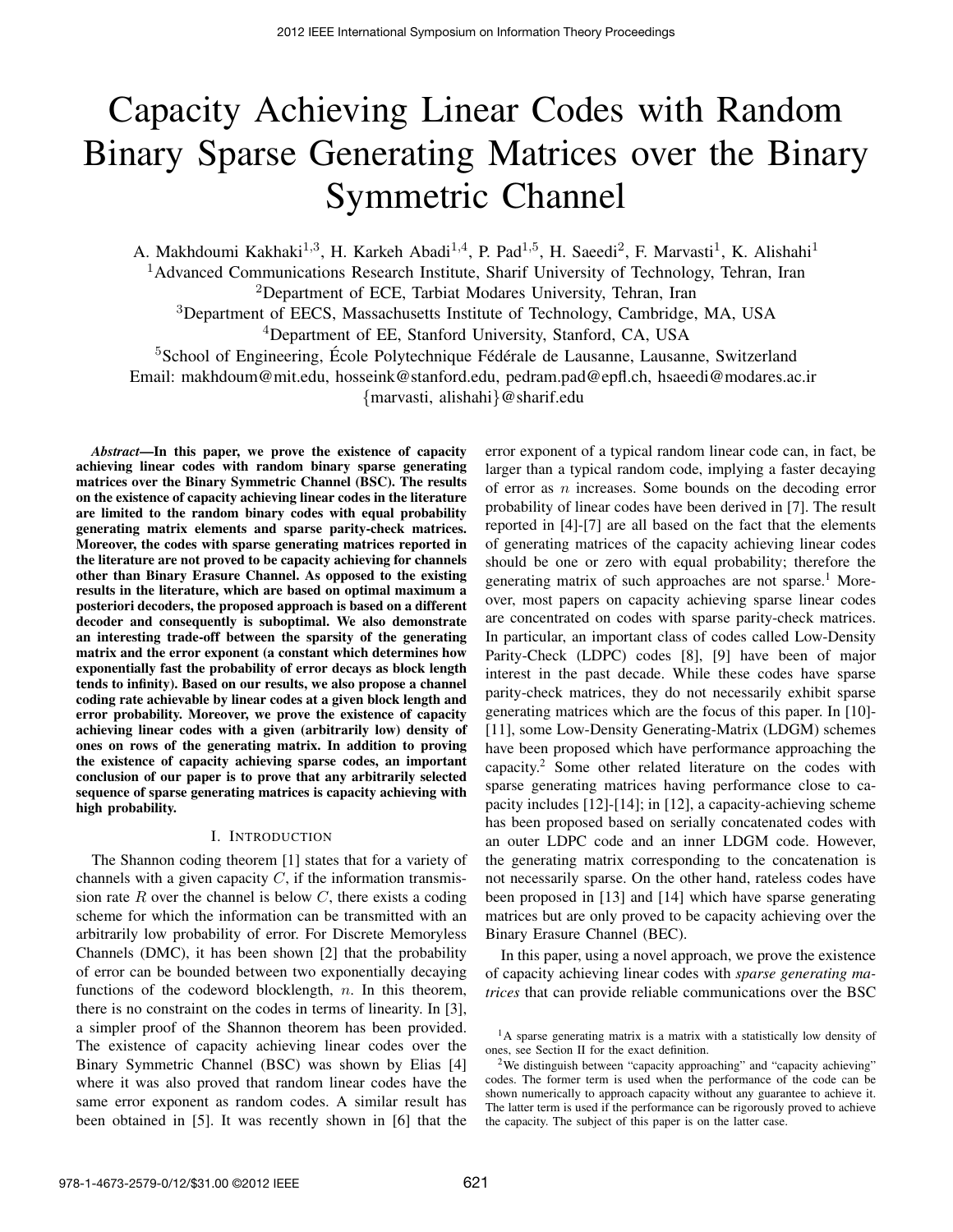# Capacity Achieving Linear Codes with Random Binary Sparse Generating Matrices over the Binary Symmetric Channel

A. Makhdoumi Kakhaki[1,3], H. Karkeh Abadi[1,4], P. Pad[1,5], H. Saeedi[2], F. Marvasti[1], K. Alishahi[1]

[1]Advanced Communications Research Institute, Sharif University of Technology, Tehran, Iran

[2]Department of ECE, Tarbiat Modares University, Tehran, Iran

[3]Department of EECS, Massachusetts Institute of Technology, Cambridge, MA, USA

[4]Department of EE, Stanford University, Stanford, CA, USA

[5]School of Engineering, École Polytechnique Fédérale de Lausanne, Lausanne, Switzerland

Email: makhdoum@mit.edu, hosseink@stanford.edu, pedram.pad@epfl.ch, hsaeedi@modares.ac.ir {marvasti, alishahi}@sharif.edu

***Abstract*—In this paper, we prove the existence of capacity achieving linear codes with random binary sparse generating matrices over the Binary Symmetric Channel (BSC). The results on the existence of capacity achieving linear codes in the literature are limited to the random binary codes with equal probability generating matrix elements and sparse parity-check matrices. Moreover, the codes with sparse generating matrices reported in the literature are not proved to be capacity achieving for channels other than Binary Erasure Channel. As opposed to the existing results in the literature, which are based on optimal maximum a posteriori decoders, the proposed approach is based on a different decoder and consequently is suboptimal. We also demonstrate an interesting trade-off between the sparsity of the generating matrix and the error exponent (a constant which determines how exponentially fast the probability of error decays as block length tends to infinity). Based on our results, we also propose a channel coding rate achievable by linear codes at a given block length and error probability. Moreover, we prove the existence of capacity achieving linear codes with a given (arbitrarily low) density of ones on rows of the generating matrix. In addition to proving the existence of capacity achieving sparse codes, an important conclusion of our paper is to prove that any arbitrarily selected sequence of sparse generating matrices is capacity achieving with high probability.**

## I. Introduction

The Shannon coding theorem [1] states that for a variety of channels with a given capacity $C$, if the information transmission rate $R$ over the channel is below $C$, there exists a coding scheme for which the information can be transmitted with an arbitrarily low probability of error. For Discrete Memoryless Channels (DMC), it has been shown [2] that the probability of error can be bounded between two exponentially decaying functions of the codeword blocklength, $n$. In this theorem, there is no constraint on the codes in terms of linearity. In [3], a simpler proof of the Shannon theorem has been provided. The existence of capacity achieving linear codes over the Binary Symmetric Channel (BSC) was shown by Elias [4] where it was also proved that random linear codes have the same error exponent as random codes. A similar result has been obtained in [5]. It was recently shown in [6] that the error exponent of a typical random linear code can, in fact, be larger than a typical random code, implying a faster decaying of error as $n$ increases. Some bounds on the decoding error probability of linear codes have been derived in [7]. The result reported in [4]-[7] are all based on the fact that the elements of generating matrices of the capacity achieving linear codes should be one or zero with equal probability; therefore the generating matrix of such approaches are not sparse.[1] Moreover, most papers on capacity achieving sparse linear codes are concentrated on codes with sparse parity-check matrices. In particular, an important class of codes called Low-Density Parity-Check (LDPC) codes [8], [9] have been of major interest in the past decade. While these codes have sparse parity-check matrices, they do not necessarily exhibit sparse generating matrices which are the focus of this paper. In [10]-[11], some Low-Density Generating-Matrix (LDGM) schemes have been proposed which have performance approaching the capacity.[2] Some other related literature on the codes with sparse generating matrices having performance close to capacity includes [12]-[14]; in [12], a capacity-achieving scheme has been proposed based on serially concatenated codes with an outer LDPC code and an inner LDGM code. However, the generating matrix corresponding to the concatenation is not necessarily sparse. On the other hand, rateless codes have been proposed in [13] and [14] which have sparse generating matrices but are only proved to be capacity achieving over the Binary Erasure Channel (BEC).

In this paper, using a novel approach, we prove the existence of capacity achieving linear codes with *sparse generating matrices* that can provide reliable communications over the BSC

[1]A sparse generating matrix is a matrix with a statistically low density of ones, see Section II for the exact definition.

[2]We distinguish between "capacity approaching" and "capacity achieving" codes. The former term is used when the performance of the code can be shown numerically to approach capacity without any guarantee to achieve it. The latter term is used if the performance can be rigorously proved to achieve the capacity. The subject of this paper is on the latter case.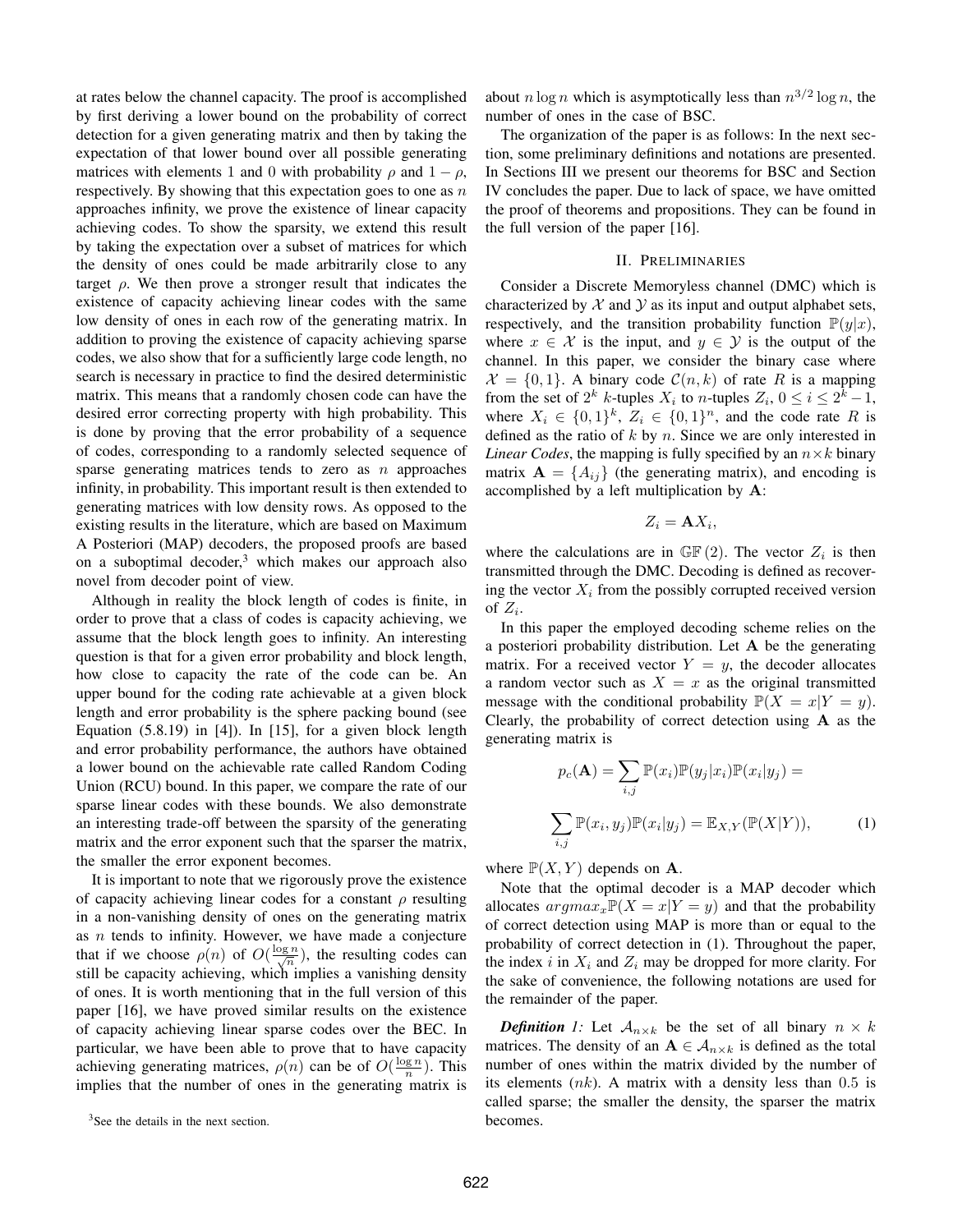at rates below the channel capacity. The proof is accomplished by first deriving a lower bound on the probability of correct detection for a given generating matrix and then by taking the expectation of that lower bound over all possible generating matrices with elements 1 and 0 with probability $\rho$ and $1-\rho$, respectively. By showing that this expectation goes to one as $n$ approaches infinity, we prove the existence of linear capacity achieving codes. To show the sparsity, we extend this result by taking the expectation over a subset of matrices for which the density of ones could be made arbitrarily close to any target $\rho$. We then prove a stronger result that indicates the existence of capacity achieving linear codes with the same low density of ones in each row of the generating matrix. In addition to proving the existence of capacity achieving sparse codes, we also show that for a sufficiently large code length, no search is necessary in practice to find the desired deterministic matrix. This means that a randomly chosen code can have the desired error correcting property with high probability. This is done by proving that the error probability of a sequence of codes, corresponding to a randomly selected sequence of sparse generating matrices tends to zero as $n$ approaches infinity, in probability. This important result is then extended to generating matrices with low density rows. As opposed to the existing results in the literature, which are based on Maximum A Posteriori (MAP) decoders, the proposed proofs are based on a suboptimal decoder,[3] which makes our approach also novel from decoder point of view.

Although in reality the block length of codes is finite, in order to prove that a class of codes is capacity achieving, we assume that the block length goes to infinity. An interesting question is that for a given error probability and block length, how close to capacity the rate of the code can be. An upper bound for the coding rate achievable at a given block length and error probability is the sphere packing bound (see Equation (5.8.19) in [4]). In [15], for a given block length and error probability performance, the authors have obtained a lower bound on the achievable rate called Random Coding Union (RCU) bound. In this paper, we compare the rate of our sparse linear codes with these bounds. We also demonstrate an interesting trade-off between the sparsity of the generating matrix and the error exponent such that the sparser the matrix, the smaller the error exponent becomes.

It is important to note that we rigorously prove the existence of capacity achieving linear codes for a constant $\rho$ resulting in a non-vanishing density of ones on the generating matrix as $n$ tends to infinity. However, we have made a conjecture that if we choose $\rho(n)$ of $O(\frac{\log n}{\sqrt{n}})$, the resulting codes can still be capacity achieving, which implies a vanishing density of ones. It is worth mentioning that in the full version of this paper [16], we have proved similar results on the existence of capacity achieving linear sparse codes over the BEC. In particular, we have been able to prove that to have capacity achieving generating matrices, $\rho(n)$ can be of $O(\frac{\log n}{n})$. This implies that the number of ones in the generating matrix is about $n \log n$ which is asymptotically less than $n^{3/2} \log n$, the number of ones in the case of BSC.

[3] See the details in the next section.

The organization of the paper is as follows: In the next section, some preliminary definitions and notations are presented. In Sections III we present our theorems for BSC and Section IV concludes the paper. Due to lack of space, we have omitted the proof of theorems and propositions. They can be found in the full version of the paper [16].

## II. Preliminaries

Consider a Discrete Memoryless channel (DMC) which is characterized by $\mathcal{X}$ and $\mathcal{Y}$ as its input and output alphabet sets, respectively, and the transition probability function $\mathbb{P}(y|x)$, where $x \in \mathcal{X}$ is the input, and $y \in \mathcal{Y}$ is the output of the channel. In this paper, we consider the binary case where $\mathcal{X} = \{0, 1\}$. A binary code $\mathcal{C}(n, k)$ of rate $R$ is a mapping from the set of $2^k$ $k$-tuples $X_i$ to $n$-tuples $Z_i$, $0 \leq i \leq 2^k - 1$, where $X_i \in \{0,1\}^k$, $Z_i \in \{0,1\}^n$, and the code rate $R$ is defined as the ratio of $k$ by $n$. Since we are only interested in *Linear Codes*, the mapping is fully specified by an $n \times k$ binary matrix $\mathbf{A} = \{A_{ij}\}$ (the generating matrix), and encoding is accomplished by a left multiplication by $\mathbf{A}$:

$$Z_i = \mathbf{A}X_i,$$

where the calculations are in $\mathbb{GF}(2)$. The vector $Z_i$ is then transmitted through the DMC. Decoding is defined as recovering the vector $X_i$ from the possibly corrupted received version of $Z_i$.

In this paper the employed decoding scheme relies on the a posteriori probability distribution. Let $\mathbf{A}$ be the generating matrix. For a received vector $Y = y$, the decoder allocates a random vector such as $X = x$ as the original transmitted message with the conditional probability $\mathbb{P}(X = x|Y = y)$. Clearly, the probability of correct detection using $\mathbf{A}$ as the generating matrix is

$$p_c(\mathbf{A}) = \sum_{i,j} \mathbb{P}(x_i)\mathbb{P}(y_j|x_i)\mathbb{P}(x_i|y_j) =$$

$$\sum_{i,j} \mathbb{P}(x_i, y_j)\mathbb{P}(x_i|y_j) = \mathbb{E}_{X,Y}(\mathbb{P}(X|Y)), \tag{1}$$

where $\mathbb{P}(X, Y)$ depends on $\mathbf{A}$.

Note that the optimal decoder is a MAP decoder which allocates $argmax_x \mathbb{P}(X = x|Y = y)$ and that the probability of correct detection using MAP is more than or equal to the probability of correct detection in (1). Throughout the paper, the index $i$ in $X_i$ and $Z_i$ may be dropped for more clarity. For the sake of convenience, the following notations are used for the remainder of the paper.

***Definition 1:*** Let $\mathcal{A}_{n \times k}$ be the set of all binary $n \times k$ matrices. The density of an $\mathbf{A} \in \mathcal{A}_{n \times k}$ is defined as the total number of ones within the matrix divided by the number of its elements ($nk$). A matrix with a density less than $0.5$ is called sparse; the smaller the density, the sparser the matrix becomes.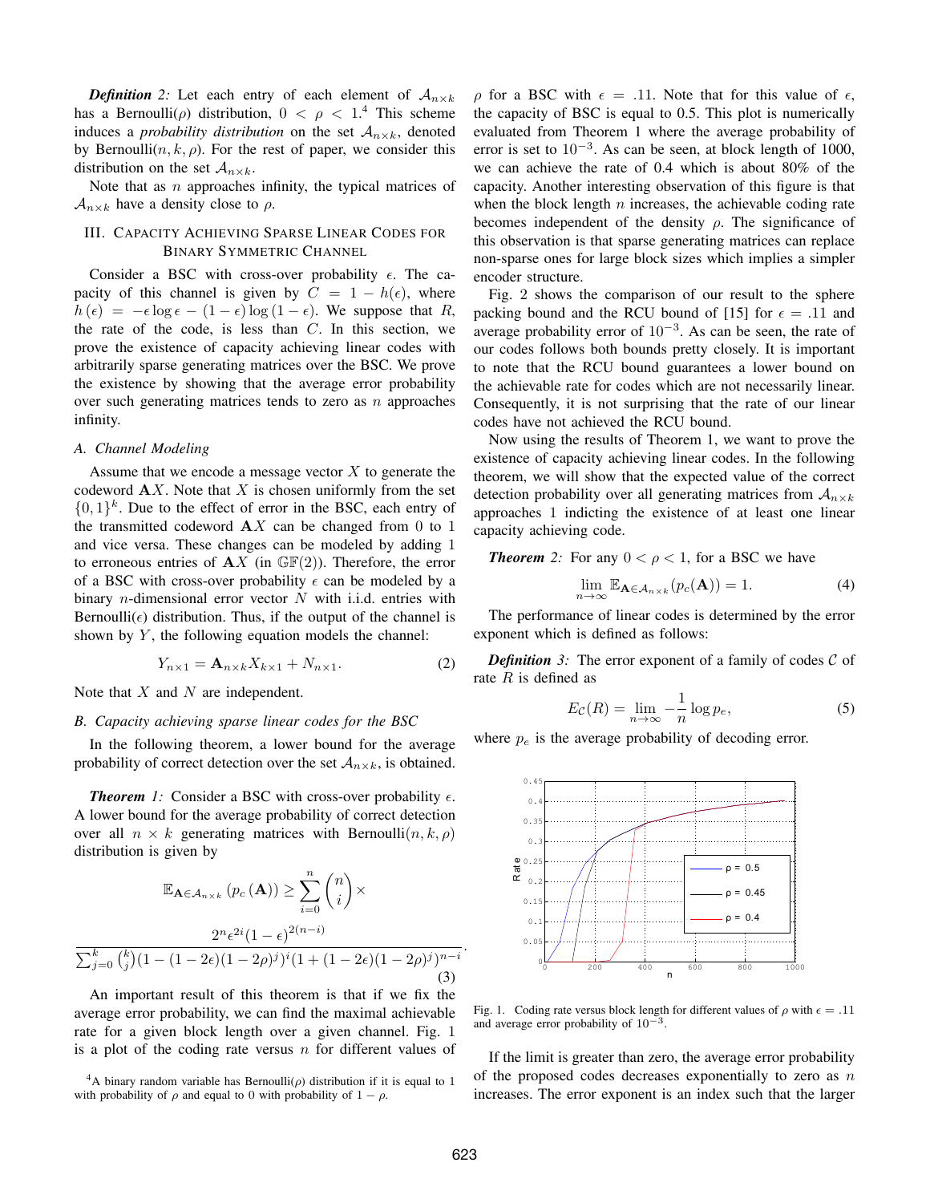*Definition 2:* Let each entry of each element of $\mathcal{A}_{n\times k}$ has a Bernoulli($\rho$) distribution, $0 < \rho < 1$.[4] This scheme induces a *probability distribution* on the set $\mathcal{A}_{n\times k}$, denoted by Bernoulli($n, k, \rho$). For the rest of paper, we consider this distribution on the set $\mathcal{A}_{n\times k}$.

Note that as $n$ approaches infinity, the typical matrices of $\mathcal{A}_{n\times k}$ have a density close to $\rho$.

## III. Capacity Achieving Sparse Linear Codes for Binary Symmetric Channel

Consider a BSC with cross-over probability $\epsilon$. The capacity of this channel is given by $C = 1 - h(\epsilon)$, where $h(\epsilon) = -\epsilon \log \epsilon - (1-\epsilon)\log(1-\epsilon)$. We suppose that $R$, the rate of the code, is less than $C$. In this section, we prove the existence of capacity achieving linear codes with arbitrarily sparse generating matrices over the BSC. We prove the existence by showing that the average error probability over such generating matrices tends to zero as $n$ approaches infinity.

### A. Channel Modeling

Assume that we encode a message vector $X$ to generate the codeword $\mathbf{A}X$. Note that $X$ is chosen uniformly from the set $\{0,1\}^k$. Due to the effect of error in the BSC, each entry of the transmitted codeword $\mathbf{A}X$ can be changed from 0 to 1 and vice versa. These changes can be modeled by adding 1 to erroneous entries of $\mathbf{A}X$ (in $\mathbb{GF}(2)$). Therefore, the error of a BSC with cross-over probability $\epsilon$ can be modeled by a binary $n$-dimensional error vector $N$ with i.i.d. entries with Bernoulli($\epsilon$) distribution. Thus, if the output of the channel is shown by $Y$, the following equation models the channel:

$$Y_{n\times 1} = \mathbf{A}_{n\times k} X_{k\times 1} + N_{n\times 1}. \tag{2}$$

Note that $X$ and $N$ are independent.

### B. Capacity achieving sparse linear codes for the BSC

In the following theorem, a lower bound for the average probability of correct detection over the set $\mathcal{A}_{n\times k}$, is obtained.

***Theorem 1:*** Consider a BSC with cross-over probability $\epsilon$. A lower bound for the average probability of correct detection over all $n \times k$ generating matrices with Bernoulli($n, k, \rho$) distribution is given by

$$\mathbb{E}_{\mathbf{A}\in\mathcal{A}_{n\times k}}\left(p_c\left(\mathbf{A}\right)\right) \geq \sum_{i=0}^{n} \binom{n}{i} \times \frac{2^n \epsilon^{2i}(1-\epsilon)^{2(n-i)}}{\sum_{j=0}^{k}\binom{k}{j}(1-(1-2\epsilon)(1-2\rho)^j)^i(1+(1-2\epsilon)(1-2\rho)^j)^{n-i}}. \tag{3}$$

An important result of this theorem is that if we fix the average error probability, we can find the maximal achievable rate for a given block length over a given channel. Fig. 1 is a plot of the coding rate versus $n$ for different values of $\rho$ for a BSC with $\epsilon = .11$. Note that for this value of $\epsilon$, the capacity of BSC is equal to 0.5. This plot is numerically evaluated from Theorem 1 where the average probability of error is set to $10^{-3}$. As can be seen, at block length of 1000, we can achieve the rate of 0.4 which is about 80% of the capacity. Another interesting observation of this figure is that when the block length $n$ increases, the achievable coding rate becomes independent of the density $\rho$. The significance of this observation is that sparse generating matrices can replace non-sparse ones for large block sizes which implies a simpler encoder structure.

Fig. 2 shows the comparison of our result to the sphere packing bound and the RCU bound of [15] for $\epsilon = .11$ and average probability error of $10^{-3}$. As can be seen, the rate of our codes follows both bounds pretty closely. It is important to note that the RCU bound guarantees a lower bound on the achievable rate for codes which are not necessarily linear. Consequently, it is not surprising that the rate of our linear codes have not achieved the RCU bound.

Now using the results of Theorem 1, we want to prove the existence of capacity achieving linear codes. In the following theorem, we will show that the expected value of the correct detection probability over all generating matrices from $\mathcal{A}_{n\times k}$ approaches 1 indicting the existence of at least one linear capacity achieving code.

***Theorem 2:*** For any $0 < \rho < 1$, for a BSC we have

$$\lim_{n\to\infty} \mathbb{E}_{\mathbf{A}\in\mathcal{A}_{n\times k}}(p_c(\mathbf{A})) = 1. \tag{4}$$

The performance of linear codes is determined by the error exponent which is defined as follows:

***Definition 3:*** The error exponent of a family of codes $\mathcal{C}$ of rate $R$ is defined as

$$E_{\mathcal{C}}(R) = \lim_{n\to\infty} -\frac{1}{n}\log p_e, \tag{5}$$

where $p_e$ is the average probability of decoding error.

Fig. 1. Coding rate versus block length for different values of $\rho$ with $\epsilon = .11$ and average error probability of $10^{-3}$.

If the limit is greater than zero, the average error probability of the proposed codes decreases exponentially to zero as $n$ increases. The error exponent is an index such that the larger

[4] A binary random variable has Bernoulli($\rho$) distribution if it is equal to 1 with probability of $\rho$ and equal to 0 with probability of $1-\rho$.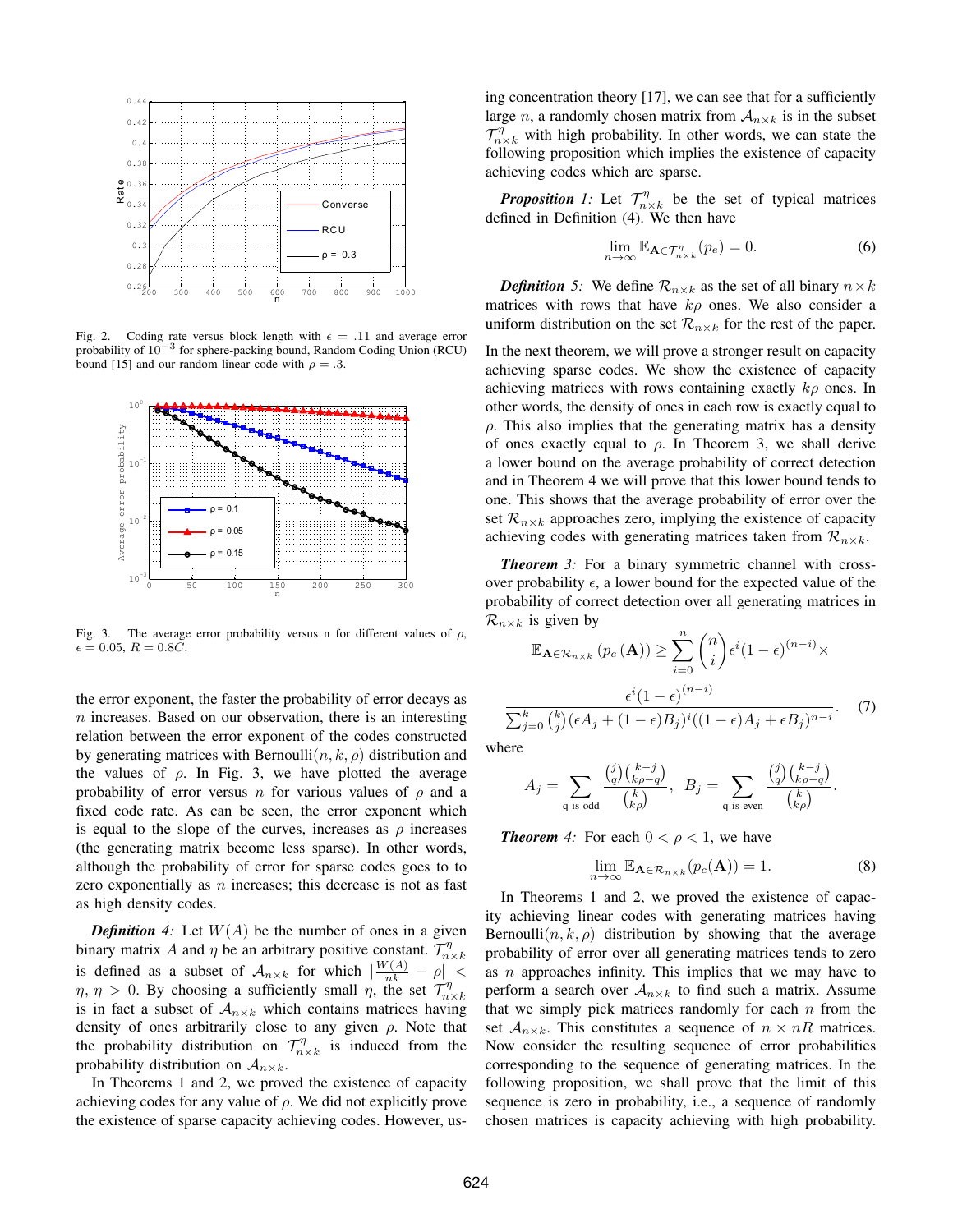Fig. 2. Coding rate versus block length with $\epsilon = .11$ and average error probability of $10^{-3}$ for sphere-packing bound, Random Coding Union (RCU) bound [15] and our random linear code with $\rho = .3$.

Fig. 3. The average error probability versus n for different values of $\rho$, $\epsilon = 0.05$, $R = 0.8C$.

the error exponent, the faster the probability of error decays as $n$ increases. Based on our observation, there is an interesting relation between the error exponent of the codes constructed by generating matrices with Bernoulli$(n, k, \rho)$ distribution and the values of $\rho$. In Fig. 3, we have plotted the average probability of error versus $n$ for various values of $\rho$ and a fixed code rate. As can be seen, the error exponent which is equal to the slope of the curves, increases as $\rho$ increases (the generating matrix become less sparse). In other words, although the probability of error for sparse codes goes to to zero exponentially as $n$ increases; this decrease is not as fast as high density codes.

***Definition 4:*** Let $W(A)$ be the number of ones in a given binary matrix $A$ and $\eta$ be an arbitrary positive constant. $\mathcal{T}^{\eta}_{n\times k}$ is defined as a subset of $\mathcal{A}_{n\times k}$ for which $|\frac{W(A)}{nk} - \rho| < \eta$, $\eta > 0$. By choosing a sufficiently small $\eta$, the set $\mathcal{T}^{\eta}_{n\times k}$ is in fact a subset of $\mathcal{A}_{n\times k}$ which contains matrices having density of ones arbitrarily close to any given $\rho$. Note that the probability distribution on $\mathcal{T}^{\eta}_{n\times k}$ is induced from the probability distribution on $\mathcal{A}_{n\times k}$.

In Theorems 1 and 2, we proved the existence of capacity achieving codes for any value of $\rho$. We did not explicitly prove the existence of sparse capacity achieving codes. However, using concentration theory [17], we can see that for a sufficiently large $n$, a randomly chosen matrix from $\mathcal{A}_{n\times k}$ is in the subset $\mathcal{T}^{\eta}_{n\times k}$ with high probability. In other words, we can state the following proposition which implies the existence of capacity achieving codes which are sparse.

***Proposition 1:*** Let $\mathcal{T}^{\eta}_{n\times k}$ be the set of typical matrices defined in Definition (4). We then have

$$\lim_{n\to\infty} \mathbb{E}_{\mathbf{A}\in\mathcal{T}^{\eta}_{n\times k}}(p_e) = 0. \tag{6}$$

***Definition 5:*** We define $\mathcal{R}_{n\times k}$ as the set of all binary $n\times k$ matrices with rows that have $k\rho$ ones. We also consider a uniform distribution on the set $\mathcal{R}_{n\times k}$ for the rest of the paper.

In the next theorem, we will prove a stronger result on capacity achieving sparse codes. We show the existence of capacity achieving matrices with rows containing exactly $k\rho$ ones. In other words, the density of ones in each row is exactly equal to $\rho$. This also implies that the generating matrix has a density of ones exactly equal to $\rho$. In Theorem 3, we shall derive a lower bound on the average probability of correct detection and in Theorem 4 we will prove that this lower bound tends to one. This shows that the average probability of error over the set $\mathcal{R}_{n\times k}$ approaches zero, implying the existence of capacity achieving codes with generating matrices taken from $\mathcal{R}_{n\times k}$.

***Theorem 3:*** For a binary symmetric channel with cross-over probability $\epsilon$, a lower bound for the expected value of the probability of correct detection over all generating matrices in $\mathcal{R}_{n\times k}$ is given by

$$\mathbb{E}_{\mathbf{A}\in\mathcal{R}_{n\times k}}(p_c(\mathbf{A})) \geq \sum_{i=0}^{n}\binom{n}{i}\epsilon^i(1-\epsilon)^{(n-i)}\times$$
$$\frac{\epsilon^i(1-\epsilon)^{(n-i)}}{\sum_{j=0}^{k}\binom{k}{j}(\epsilon A_j + (1-\epsilon)B_j)^i((1-\epsilon)A_j+\epsilon B_j)^{n-i}}. \tag{7}$$

where

$$A_j = \sum_{\text{q is odd}} \frac{\binom{j}{q}\binom{k-j}{k\rho-q}}{\binom{k}{k\rho}}, \quad B_j = \sum_{\text{q is even}} \frac{\binom{j}{q}\binom{k-j}{k\rho-q}}{\binom{k}{k\rho}}.$$

***Theorem 4:*** For each $0 < \rho < 1$, we have

$$\lim_{n\to\infty} \mathbb{E}_{\mathbf{A}\in\mathcal{R}_{n\times k}}(p_c(\mathbf{A})) = 1. \tag{8}$$

In Theorems 1 and 2, we proved the existence of capacity achieving linear codes with generating matrices having Bernoulli$(n, k, \rho)$ distribution by showing that the average probability of error over all generating matrices tends to zero as $n$ approaches infinity. This implies that we may have to perform a search over $\mathcal{A}_{n\times k}$ to find such a matrix. Assume that we simply pick matrices randomly for each $n$ from the set $\mathcal{A}_{n\times k}$. This constitutes a sequence of $n\times nR$ matrices. Now consider the resulting sequence of error probabilities corresponding to the sequence of generating matrices. In the following proposition, we shall prove that the limit of this sequence is zero in probability, i.e., a sequence of randomly chosen matrices is capacity achieving with high probability.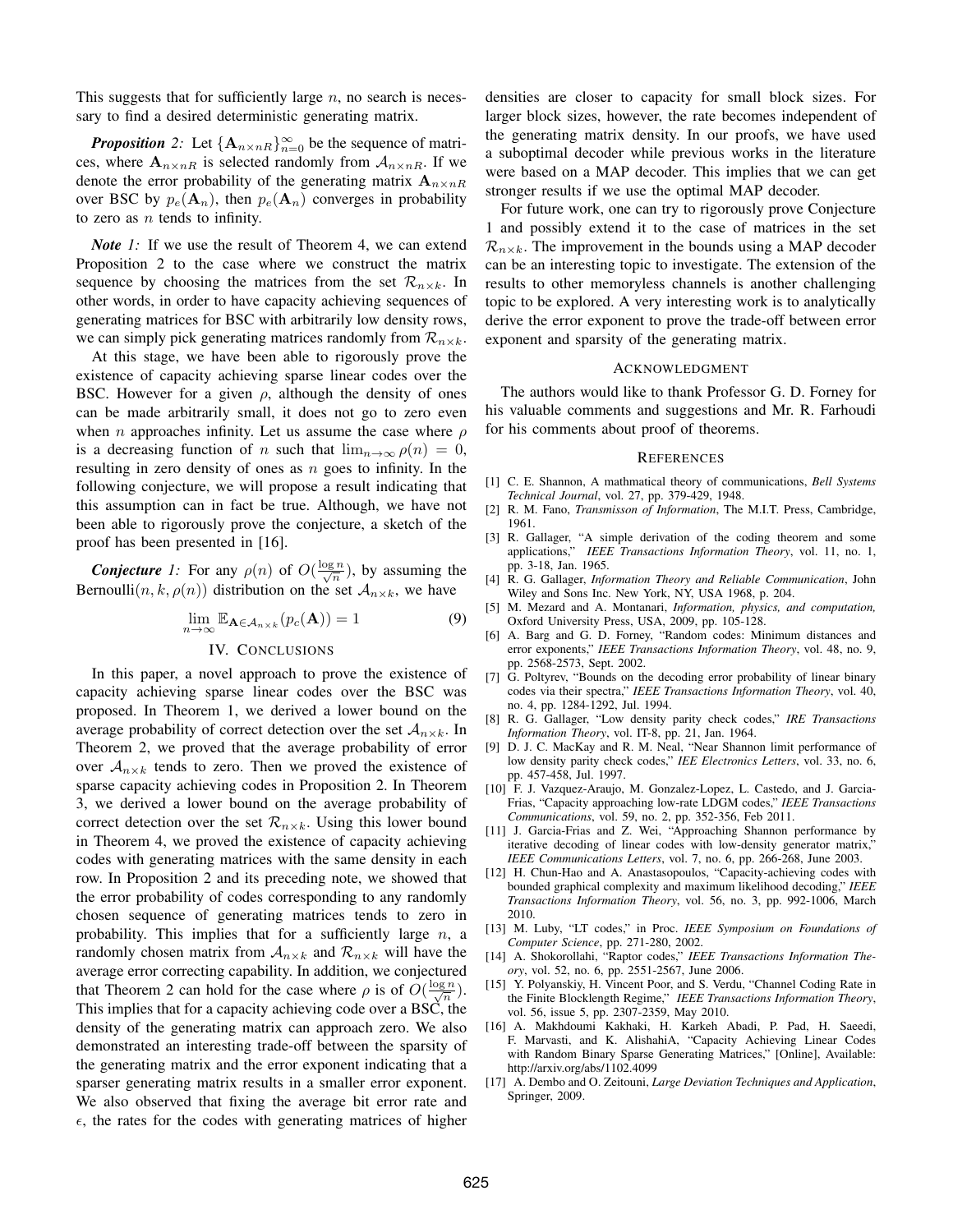This suggests that for sufficiently large $n$, no search is necessary to find a desired deterministic generating matrix.

***Proposition 2:*** Let $\{\mathbf{A}_{n\times nR}\}_{n=0}^{\infty}$ be the sequence of matrices, where $\mathbf{A}_{n\times nR}$ is selected randomly from $\mathcal{A}_{n\times nR}$. If we denote the error probability of the generating matrix $\mathbf{A}_{n\times nR}$ over BSC by $p_e(\mathbf{A}_n)$, then $p_e(\mathbf{A}_n)$ converges in probability to zero as $n$ tends to infinity.

***Note 1:*** If we use the result of Theorem 4, we can extend Proposition 2 to the case where we construct the matrix sequence by choosing the matrices from the set $\mathcal{R}_{n\times k}$. In other words, in order to have capacity achieving sequences of generating matrices for BSC with arbitrarily low density rows, we can simply pick generating matrices randomly from $\mathcal{R}_{n\times k}$.

At this stage, we have been able to rigorously prove the existence of capacity achieving sparse linear codes over the BSC. However for a given $\rho$, although the density of ones can be made arbitrarily small, it does not go to zero even when $n$ approaches infinity. Let us assume the case where $\rho$ is a decreasing function of $n$ such that $\lim_{n\to\infty}\rho(n) = 0$, resulting in zero density of ones as $n$ goes to infinity. In the following conjecture, we will propose a result indicating that this assumption can in fact be true. Although, we have not been able to rigorously prove the conjecture, a sketch of the proof has been presented in [16].

***Conjecture 1:*** For any $\rho(n)$ of $O(\frac{\log n}{\sqrt{n}})$, by assuming the Bernoulli$(n, k, \rho(n))$ distribution on the set $\mathcal{A}_{n\times k}$, we have

$$\lim_{n\to\infty} \mathbb{E}_{\mathbf{A}\in\mathcal{A}_{n\times k}}(p_c(\mathbf{A})) = 1 \tag{9}$$

## IV. Conclusions

In this paper, a novel approach to prove the existence of capacity achieving sparse linear codes over the BSC was proposed. In Theorem 1, we derived a lower bound on the average probability of correct detection over the set $\mathcal{A}_{n\times k}$. In Theorem 2, we proved that the average probability of error over $\mathcal{A}_{n\times k}$ tends to zero. Then we proved the existence of sparse capacity achieving codes in Proposition 2. In Theorem 3, we derived a lower bound on the average probability of correct detection over the set $\mathcal{R}_{n\times k}$. Using this lower bound in Theorem 4, we proved the existence of capacity achieving codes with generating matrices with the same density in each row. In Proposition 2 and its preceding note, we showed that the error probability of codes corresponding to any randomly chosen sequence of generating matrices tends to zero in probability. This implies that for a sufficiently large $n$, a randomly chosen matrix from $\mathcal{A}_{n\times k}$ and $\mathcal{R}_{n\times k}$ will have the average error correcting capability. In addition, we conjectured that Theorem 2 can hold for the case where $\rho$ is of $O(\frac{\log n}{\sqrt{n}})$. This implies that for a capacity achieving code over a BSC, the density of the generating matrix can approach zero. We also demonstrated an interesting trade-off between the sparsity of the generating matrix and the error exponent indicating that a sparser generating matrix results in a smaller error exponent. We also observed that fixing the average bit error rate and $\epsilon$, the rates for the codes with generating matrices of higher densities are closer to capacity for small block sizes. For larger block sizes, however, the rate becomes independent of the generating matrix density. In our proofs, we have used a suboptimal decoder while previous works in the literature were based on a MAP decoder. This implies that we can get stronger results if we use the optimal MAP decoder.

For future work, one can try to rigorously prove Conjecture 1 and possibly extend it to the case of matrices in the set $\mathcal{R}_{n\times k}$. The improvement in the bounds using a MAP decoder can be an interesting topic to investigate. The extension of the results to other memoryless channels is another challenging topic to be explored. A very interesting work is to analytically derive the error exponent to prove the trade-off between error exponent and sparsity of the generating matrix.

## Acknowledgment

The authors would like to thank Professor G. D. Forney for his valuable comments and suggestions and Mr. R. Farhoudi for his comments about proof of theorems.

## References

[1] C. E. Shannon, A mathmatical theory of communications, *Bell Systems Technical Journal*, vol. 27, pp. 379-429, 1948.

[2] R. M. Fano, *Transmisson of Information*, The M.I.T. Press, Cambridge, 1961.

[3] R. Gallager, "A simple derivation of the coding theorem and some applications," *IEEE Transactions Information Theory*, vol. 11, no. 1, pp. 3-18, Jan. 1965.

[4] R. G. Gallager, *Information Theory and Reliable Communication*, John Wiley and Sons Inc. New York, NY, USA 1968, p. 204.

[5] M. Mezard and A. Montanari, *Information, physics, and computation,* Oxford University Press, USA, 2009, pp. 105-128.

[6] A. Barg and G. D. Forney, "Random codes: Minimum distances and error exponents," *IEEE Transactions Information Theory*, vol. 48, no. 9, pp. 2568-2573, Sept. 2002.

[7] G. Poltyrev, "Bounds on the decoding error probability of linear binary codes via their spectra," *IEEE Transactions Information Theory*, vol. 40, no. 4, pp. 1284-1292, Jul. 1994.

[8] R. G. Gallager, "Low density parity check codes," *IRE Transactions Information Theory*, vol. IT-8, pp. 21, Jan. 1964.

[9] D. J. C. MacKay and R. M. Neal, "Near Shannon limit performance of low density parity check codes," *IEE Electronics Letters*, vol. 33, no. 6, pp. 457-458, Jul. 1997.

[10] F. J. Vazquez-Araujo, M. Gonzalez-Lopez, L. Castedo, and J. Garcia-Frias, "Capacity approaching low-rate LDGM codes," *IEEE Transactions Communications*, vol. 59, no. 2, pp. 352-356, Feb 2011.

[11] J. Garcia-Frias and Z. Wei, "Approaching Shannon performance by iterative decoding of linear codes with low-density generator matrix," *IEEE Communications Letters*, vol. 7, no. 6, pp. 266-268, June 2003.

[12] H. Chun-Hao and A. Anastasopoulos, "Capacity-achieving codes with bounded graphical complexity and maximum likelihood decoding," *IEEE Transactions Information Theory*, vol. 56, no. 3, pp. 992-1006, March 2010.

[13] M. Luby, "LT codes," in Proc. *IEEE Symposium on Foundations of Computer Science*, pp. 271-280, 2002.

[14] A. Shokorollahi, "Raptor codes," *IEEE Transactions Information Theory*, vol. 52, no. 6, pp. 2551-2567, June 2006.

[15] Y. Polyanskiy, H. Vincent Poor, and S. Verdu, "Channel Coding Rate in the Finite Blocklength Regime," *IEEE Transactions Information Theory*, vol. 56, issue 5, pp. 2307-2359, May 2010.

[16] A. Makhdoumi Kakhaki, H. Karkeh Abadi, P. Pad, H. Saeedi, F. Marvasti, and K. AlishahiA, "Capacity Achieving Linear Codes with Random Binary Sparse Generating Matrices," [Online], Available: http://arxiv.org/abs/1102.4099

[17] A. Dembo and O. Zeitouni, *Large Deviation Techniques and Application*, Springer, 2009.